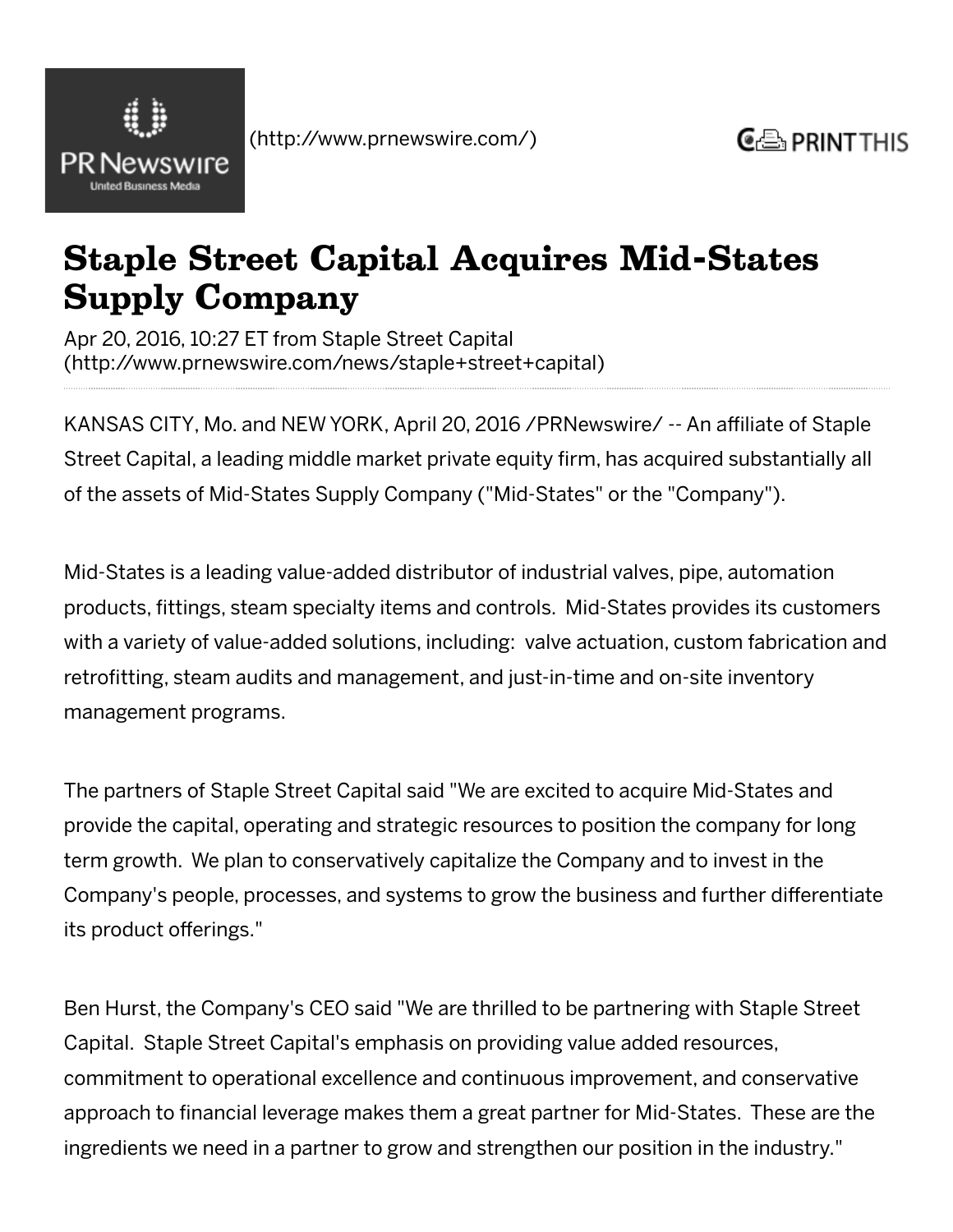(http://www.prnewswire.com/)

# Staple Street Capital Acquires Mid-States Supply Company

Apr 20, 2016, 10:27 ET from Staple Street Capital (http://www.prnewswire.com/news/staple+street+capital)

KANSAS CITY, Mo. and NEW YORK, April 20, 2016 /PRNewswire/ -- An affiliate of Staple Street Capital, a leading middle market private equity firm, has acquired substantially all of the assets of Mid-States Supply Company ("Mid-States" or the "Company").

Mid-States is a leading value-added distributor of industrial valves, pipe, automation products, fittings, steam specialty items and controls. Mid-States provides its customers with a variety of value-added solutions, including: valve actuation, custom fabrication and retrofitting, steam audits and management, and just-in-time and on-site inventory management programs.

The partners of Staple Street Capital said "We are excited to acquire Mid-States and provide the capital, operating and strategic resources to position the company for long term growth. We plan to conservatively capitalize the Company and to invest in the Company's people, processes, and systems to grow the business and further differentiate its product offerings."

Ben Hurst, the Company's CEO said "We are thrilled to be partnering with Staple Street Capital. Staple Street Capital's emphasis on providing value added resources, commitment to operational excellence and continuous improvement, and conservative approach to financial leverage makes them a great partner for Mid-States. These are the ingredients we need in a partner to grow and strengthen our position in the industry."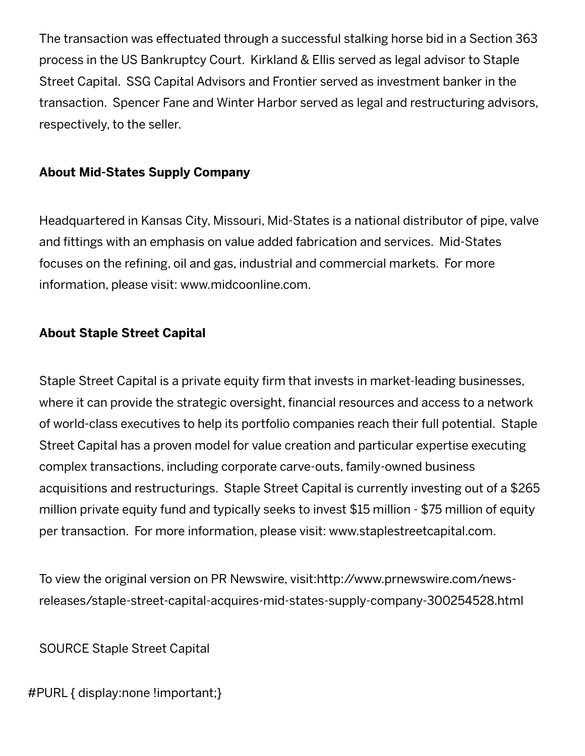The transaction was effectuated through a successful stalking horse bid in a Section 363 process in the US Bankruptcy Court.  Kirkland & Ellis served as legal advisor to Staple Street Capital.  SSG Capital Advisors and Frontier served as investment banker in the transaction.  Spencer Fane and Winter Harbor served as legal and restructuring advisors, respectively, to the seller.

**About Mid-States Supply Company**

Headquartered in Kansas City, Missouri, Mid-States is a national distributor of pipe, valve and fittings with an emphasis on value added fabrication and services.  Mid-States focuses on the refining, oil and gas, industrial and commercial markets.  For more information, please visit: www.midcoonline.com.

**About Staple Street Capital**

Staple Street Capital is a private equity firm that invests in market-leading businesses, where it can provide the strategic oversight, financial resources and access to a network of world-class executives to help its portfolio companies reach their full potential.  Staple Street Capital has a proven model for value creation and particular expertise executing complex transactions, including corporate carve-outs, family-owned business acquisitions and restructurings.  Staple Street Capital is currently investing out of a $265 million private equity fund and typically seeks to invest $15 million - $75 million of equity per transaction.  For more information, please visit: www.staplestreetcapital.com.

To view the original version on PR Newswire, visit:http://www.prnewswire.com/news-releases/staple-street-capital-acquires-mid-states-supply-company-300254528.html

SOURCE Staple Street Capital

#PURL { display:none !important;}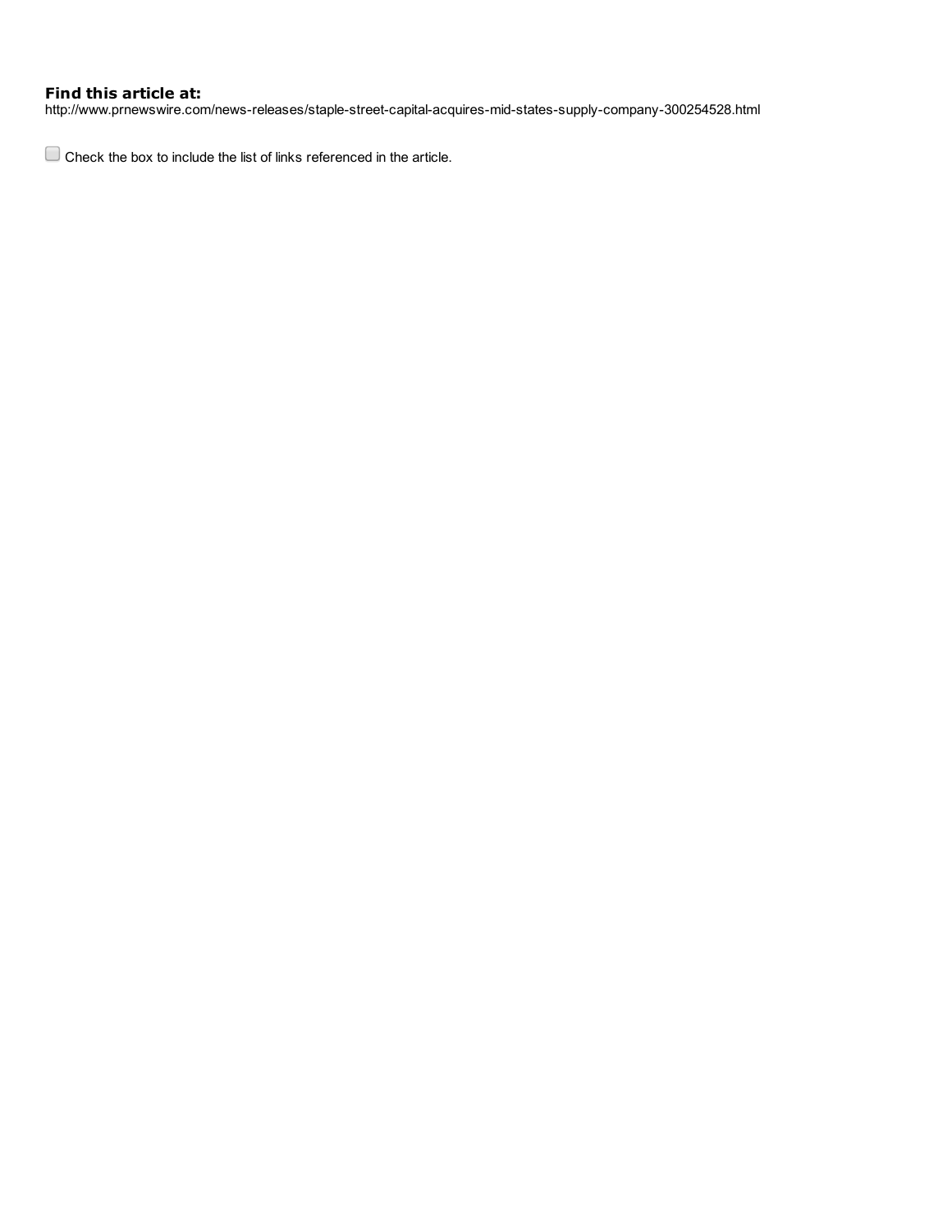**Find this article at:**
http://www.prnewswire.com/news-releases/staple-street-capital-acquires-mid-states-supply-company-300254528.html

☐ Check the box to include the list of links referenced in the article.